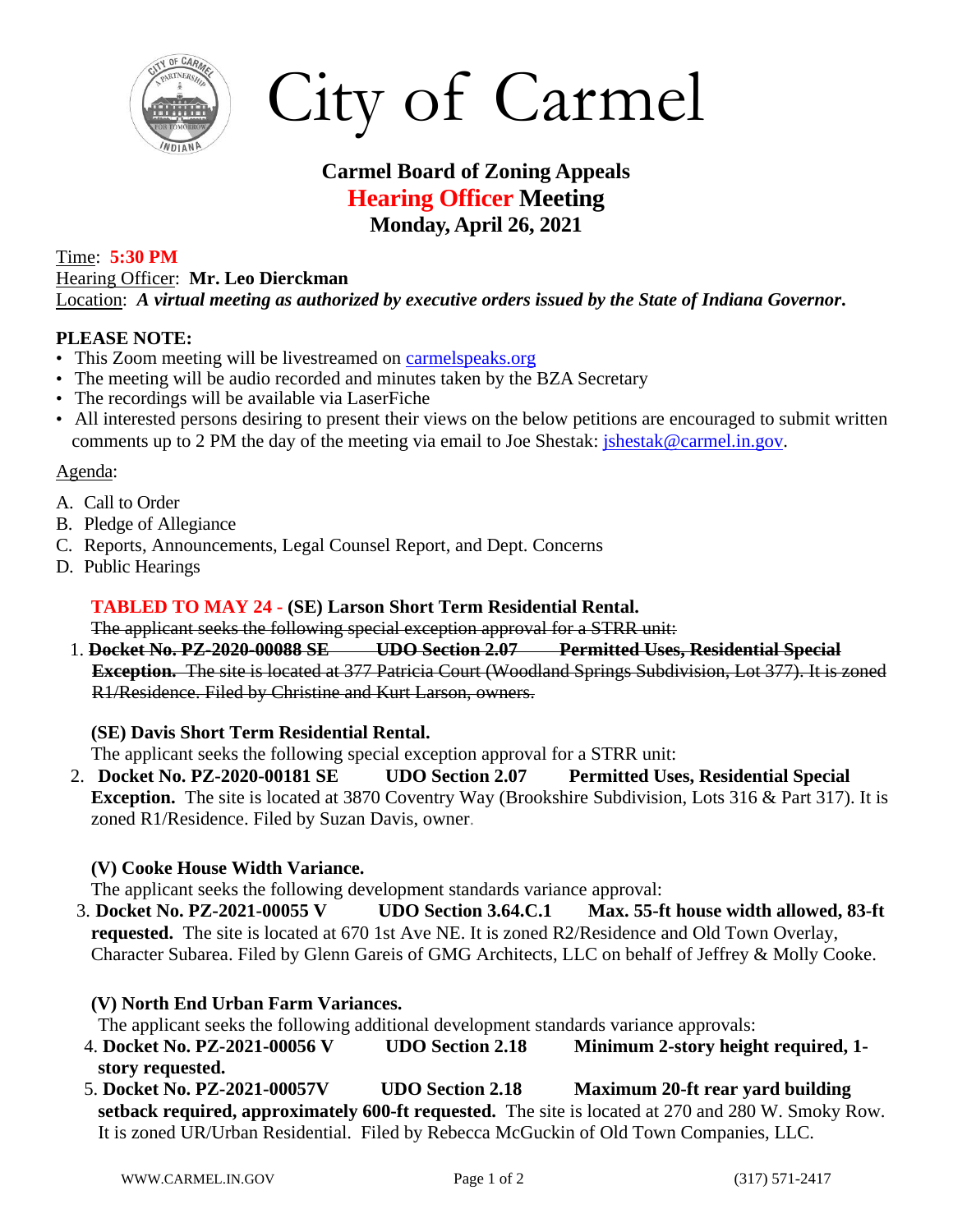# City of Carmel

## Carmel Board of Zoning Appeals
## Hearing Officer Meeting
## Monday, April 26, 2021

Time: **5:30 PM**
Hearing Officer: **Mr. Leo Dierckman**
Location: ***A virtual meeting as authorized by executive orders issued by the State of Indiana Governor.***

**PLEASE NOTE:**

- This Zoom meeting will be livestreamed on carmelspeaks.org
- The meeting will be audio recorded and minutes taken by the BZA Secretary
- The recordings will be available via LaserFiche
- All interested persons desiring to present their views on the below petitions are encouraged to submit written comments up to 2 PM the day of the meeting via email to Joe Shestak: jshestak@carmel.in.gov.

Agenda:

A. Call to Order
B. Pledge of Allegiance
C. Reports, Announcements, Legal Counsel Report, and Dept. Concerns
D. Public Hearings

**TABLED TO MAY 24 - (SE) Larson Short Term Residential Rental.**
~~The applicant seeks the following special exception approval for a STRR unit:~~

1. ~~**Docket No. PZ-2020-00088 SE UDO Section 2.07 Permitted Uses, Residential Special Exception.** The site is located at 377 Patricia Court (Woodland Springs Subdivision, Lot 377). It is zoned R1/Residence. Filed by Christine and Kurt Larson, owners.~~

**(SE) Davis Short Term Residential Rental.**
The applicant seeks the following special exception approval for a STRR unit:

2. **Docket No. PZ-2020-00181 SE UDO Section 2.07 Permitted Uses, Residential Special Exception.** The site is located at 3870 Coventry Way (Brookshire Subdivision, Lots 316 & Part 317). It is zoned R1/Residence. Filed by Suzan Davis, owner.

**(V) Cooke House Width Variance.**
The applicant seeks the following development standards variance approval:

3. **Docket No. PZ-2021-00055 V UDO Section 3.64.C.1 Max. 55-ft house width allowed, 83-ft requested.** The site is located at 670 1st Ave NE. It is zoned R2/Residence and Old Town Overlay, Character Subarea. Filed by Glenn Gareis of GMG Architects, LLC on behalf of Jeffrey & Molly Cooke.

**(V) North End Urban Farm Variances.**
The applicant seeks the following additional development standards variance approvals:

4. **Docket No. PZ-2021-00056 V UDO Section 2.18 Minimum 2-story height required, 1-story requested.**
5. **Docket No. PZ-2021-00057V UDO Section 2.18 Maximum 20-ft rear yard building setback required, approximately 600-ft requested.** The site is located at 270 and 280 W. Smoky Row. It is zoned UR/Urban Residential. Filed by Rebecca McGuckin of Old Town Companies, LLC.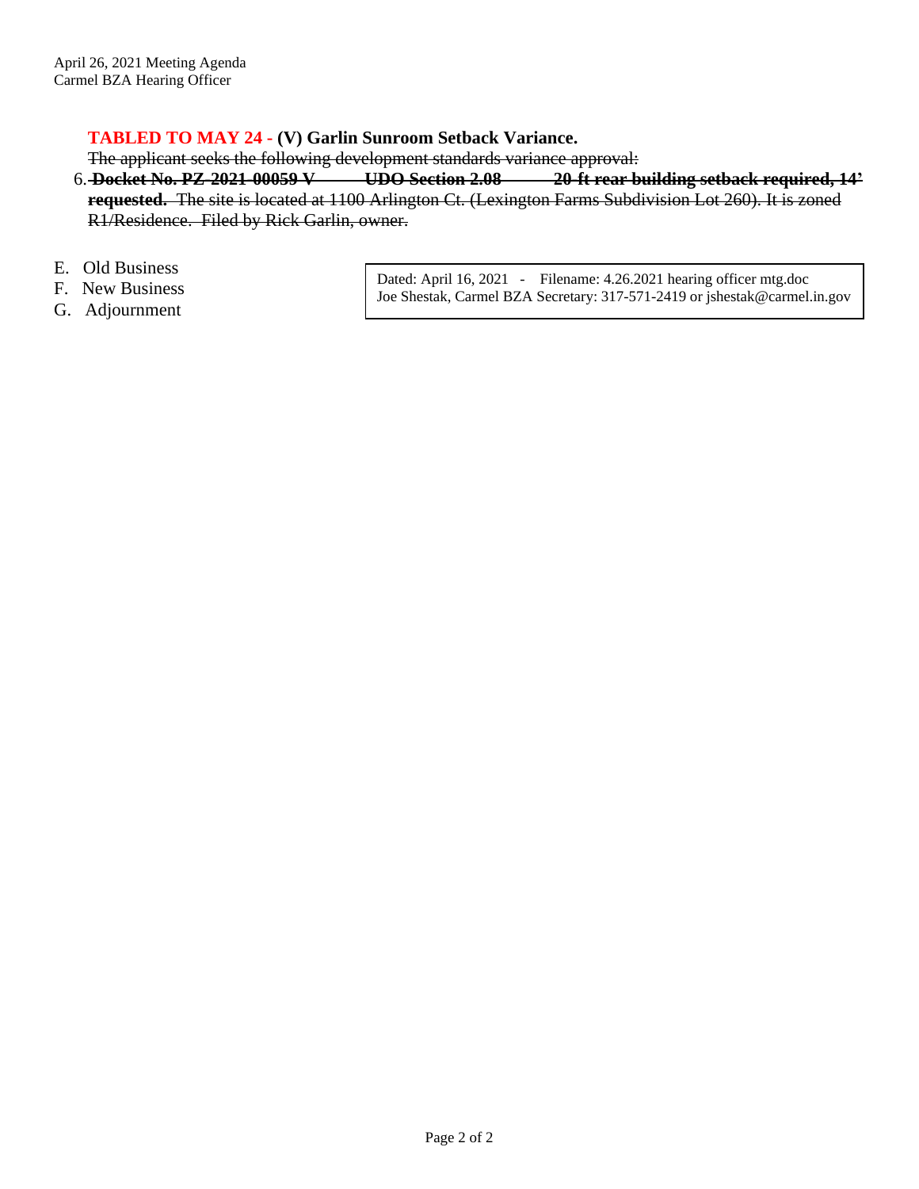**TABLED TO MAY 24 - (V) Garlin Sunroom Setback Variance.**

~~The applicant seeks the following development standards variance approval:~~

6. ~~**Docket No. PZ-2021-00059 V UDO Section 2.08 20-ft rear building setback required, 14' requested.** The site is located at 1100 Arlington Ct. (Lexington Farms Subdivision Lot 260). It is zoned R1/Residence. Filed by Rick Garlin, owner.~~

E. Old Business
F. New Business
G. Adjournment

Dated: April 16, 2021 - Filename: 4.26.2021 hearing officer mtg.doc
Joe Shestak, Carmel BZA Secretary: 317-571-2419 or jshestak@carmel.in.gov